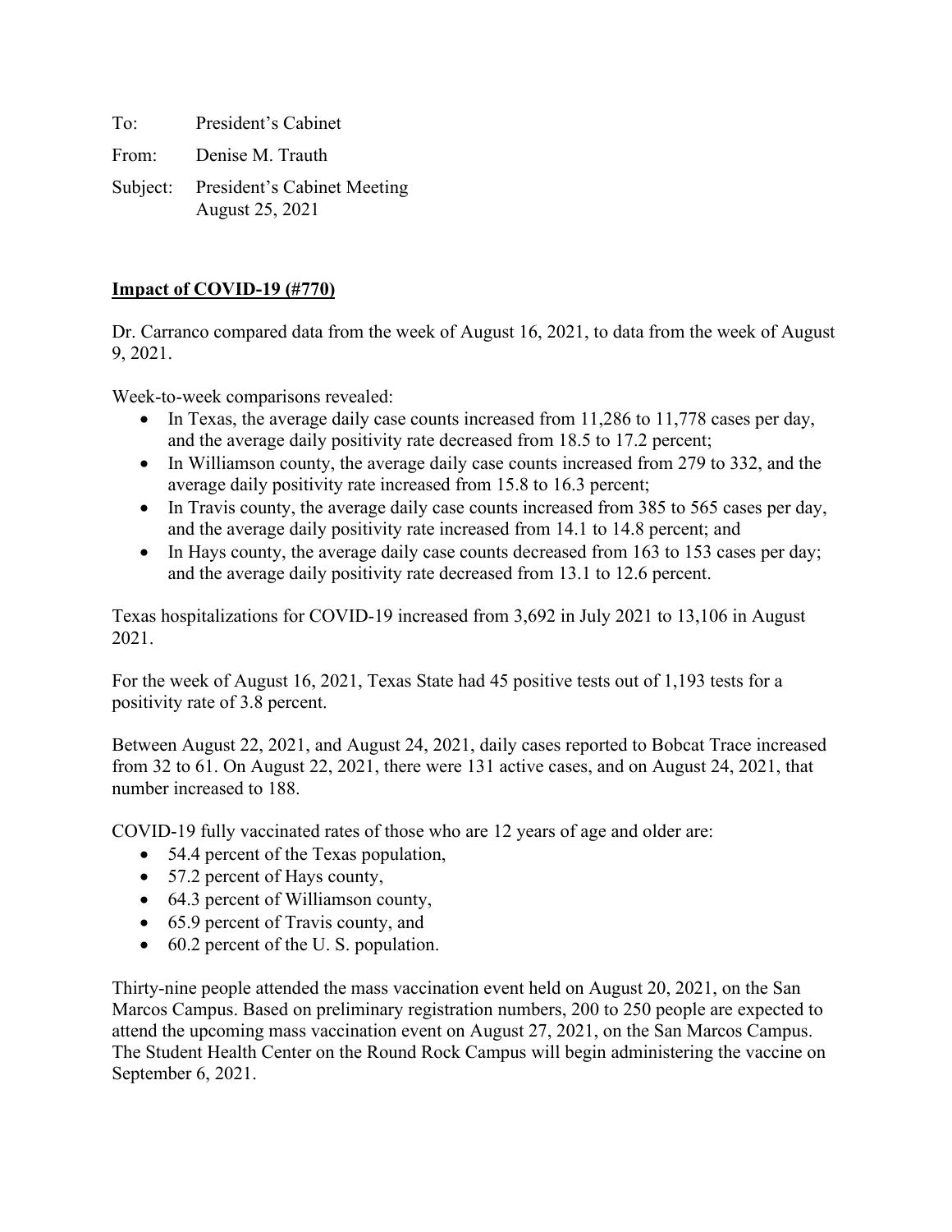To: President's Cabinet

From: Denise M. Trauth

Subject: President's Cabinet Meeting
August 25, 2021

**Impact of COVID-19 (#770)**

Dr. Carranco compared data from the week of August 16, 2021, to data from the week of August 9, 2021.

Week-to-week comparisons revealed:

- In Texas, the average daily case counts increased from 11,286 to 11,778 cases per day, and the average daily positivity rate decreased from 18.5 to 17.2 percent;
- In Williamson county, the average daily case counts increased from 279 to 332, and the average daily positivity rate increased from 15.8 to 16.3 percent;
- In Travis county, the average daily case counts increased from 385 to 565 cases per day, and the average daily positivity rate increased from 14.1 to 14.8 percent; and
- In Hays county, the average daily case counts decreased from 163 to 153 cases per day; and the average daily positivity rate decreased from 13.1 to 12.6 percent.

Texas hospitalizations for COVID-19 increased from 3,692 in July 2021 to 13,106 in August 2021.

For the week of August 16, 2021, Texas State had 45 positive tests out of 1,193 tests for a positivity rate of 3.8 percent.

Between August 22, 2021, and August 24, 2021, daily cases reported to Bobcat Trace increased from 32 to 61. On August 22, 2021, there were 131 active cases, and on August 24, 2021, that number increased to 188.

COVID-19 fully vaccinated rates of those who are 12 years of age and older are:

- 54.4 percent of the Texas population,
- 57.2 percent of Hays county,
- 64.3 percent of Williamson county,
- 65.9 percent of Travis county, and
- 60.2 percent of the U. S. population.

Thirty-nine people attended the mass vaccination event held on August 20, 2021, on the San Marcos Campus. Based on preliminary registration numbers, 200 to 250 people are expected to attend the upcoming mass vaccination event on August 27, 2021, on the San Marcos Campus. The Student Health Center on the Round Rock Campus will begin administering the vaccine on September 6, 2021.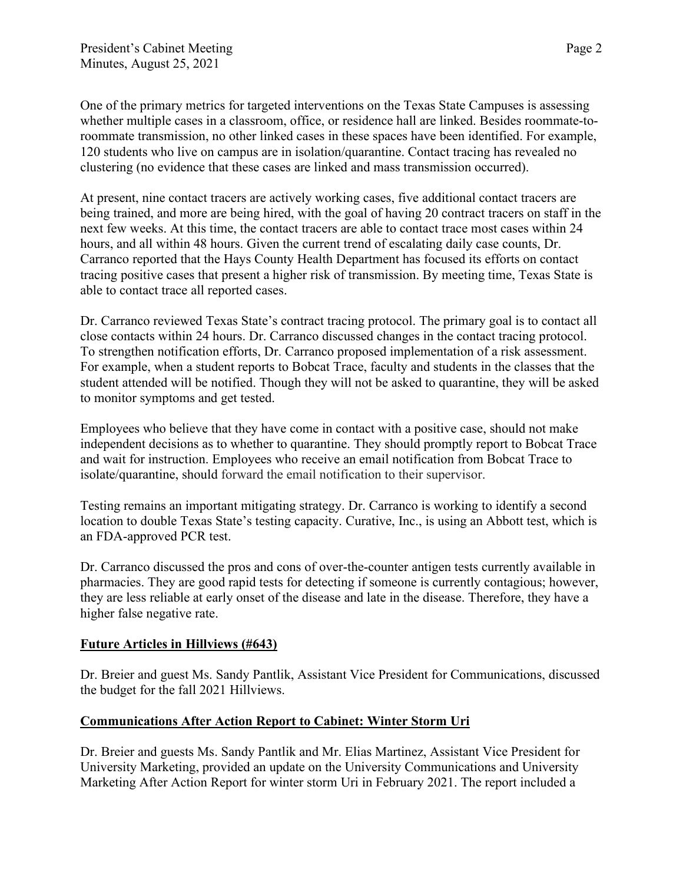One of the primary metrics for targeted interventions on the Texas State Campuses is assessing whether multiple cases in a classroom, office, or residence hall are linked. Besides roommate-to-roommate transmission, no other linked cases in these spaces have been identified. For example, 120 students who live on campus are in isolation/quarantine. Contact tracing has revealed no clustering (no evidence that these cases are linked and mass transmission occurred).

At present, nine contact tracers are actively working cases, five additional contact tracers are being trained, and more are being hired, with the goal of having 20 contract tracers on staff in the next few weeks. At this time, the contact tracers are able to contact trace most cases within 24 hours, and all within 48 hours. Given the current trend of escalating daily case counts, Dr. Carranco reported that the Hays County Health Department has focused its efforts on contact tracing positive cases that present a higher risk of transmission. By meeting time, Texas State is able to contact trace all reported cases.

Dr. Carranco reviewed Texas State's contract tracing protocol. The primary goal is to contact all close contacts within 24 hours. Dr. Carranco discussed changes in the contact tracing protocol. To strengthen notification efforts, Dr. Carranco proposed implementation of a risk assessment. For example, when a student reports to Bobcat Trace, faculty and students in the classes that the student attended will be notified. Though they will not be asked to quarantine, they will be asked to monitor symptoms and get tested.

Employees who believe that they have come in contact with a positive case, should not make independent decisions as to whether to quarantine. They should promptly report to Bobcat Trace and wait for instruction. Employees who receive an email notification from Bobcat Trace to isolate/quarantine, should forward the email notification to their supervisor.

Testing remains an important mitigating strategy. Dr. Carranco is working to identify a second location to double Texas State's testing capacity. Curative, Inc., is using an Abbott test, which is an FDA-approved PCR test.

Dr. Carranco discussed the pros and cons of over-the-counter antigen tests currently available in pharmacies. They are good rapid tests for detecting if someone is currently contagious; however, they are less reliable at early onset of the disease and late in the disease. Therefore, they have a higher false negative rate.

**Future Articles in Hillviews (#643)**

Dr. Breier and guest Ms. Sandy Pantlik, Assistant Vice President for Communications, discussed the budget for the fall 2021 Hillviews.

**Communications After Action Report to Cabinet: Winter Storm Uri**

Dr. Breier and guests Ms. Sandy Pantlik and Mr. Elias Martinez, Assistant Vice President for University Marketing, provided an update on the University Communications and University Marketing After Action Report for winter storm Uri in February 2021. The report included a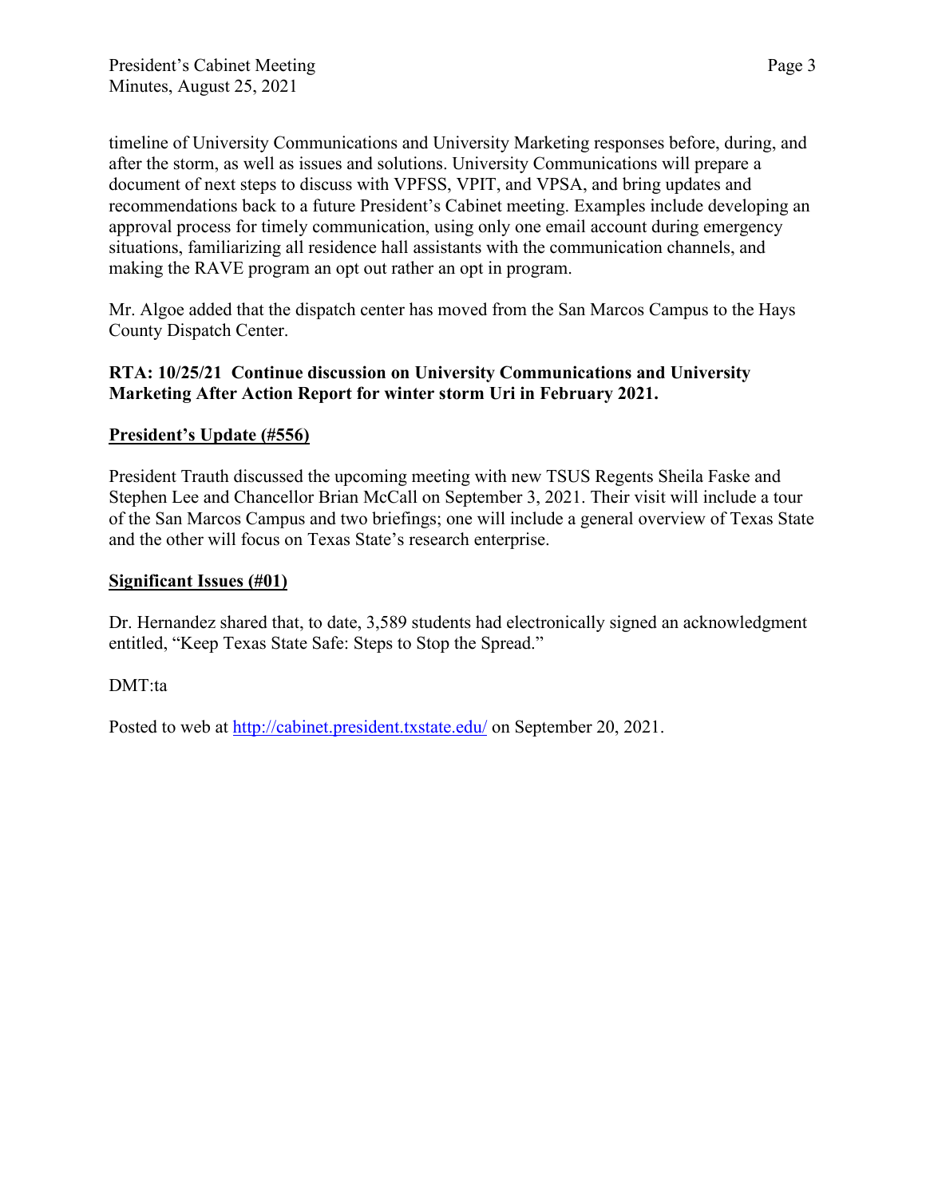timeline of University Communications and University Marketing responses before, during, and after the storm, as well as issues and solutions. University Communications will prepare a document of next steps to discuss with VPFSS, VPIT, and VPSA, and bring updates and recommendations back to a future President's Cabinet meeting. Examples include developing an approval process for timely communication, using only one email account during emergency situations, familiarizing all residence hall assistants with the communication channels, and making the RAVE program an opt out rather an opt in program.

Mr. Algoe added that the dispatch center has moved from the San Marcos Campus to the Hays County Dispatch Center.

**RTA: 10/25/21 Continue discussion on University Communications and University Marketing After Action Report for winter storm Uri in February 2021.**

## President's Update (#556)

President Trauth discussed the upcoming meeting with new TSUS Regents Sheila Faske and Stephen Lee and Chancellor Brian McCall on September 3, 2021. Their visit will include a tour of the San Marcos Campus and two briefings; one will include a general overview of Texas State and the other will focus on Texas State's research enterprise.

## Significant Issues (#01)

Dr. Hernandez shared that, to date, 3,589 students had electronically signed an acknowledgment entitled, "Keep Texas State Safe: Steps to Stop the Spread."

DMT:ta

Posted to web at http://cabinet.president.txstate.edu/ on September 20, 2021.